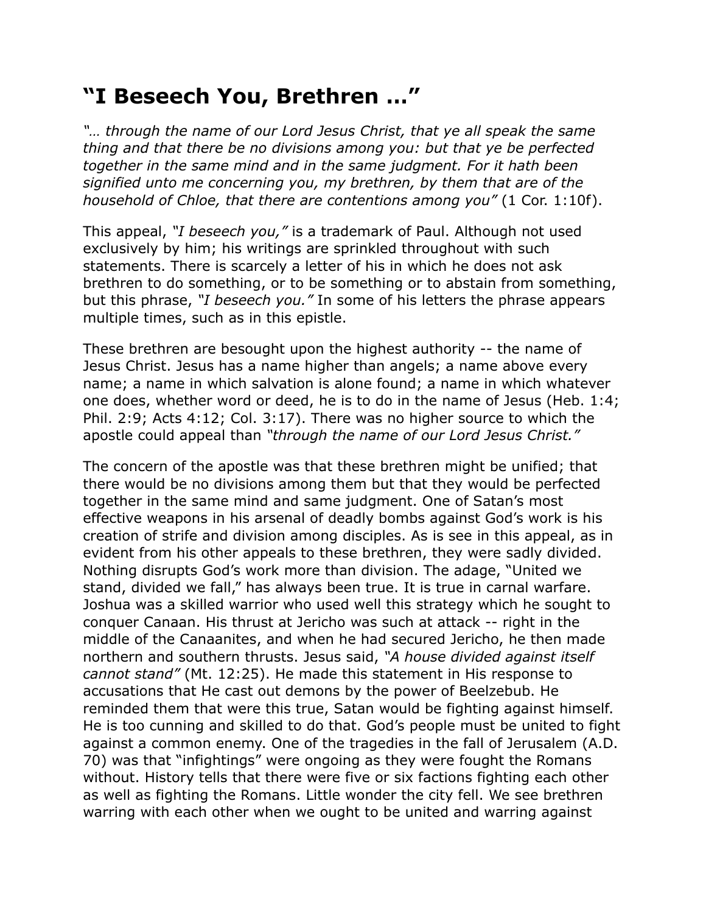# “I Beseech You, Brethren …”

*“… through the name of our Lord Jesus Christ, that ye all speak the same thing and that there be no divisions among you: but that ye be perfected together in the same mind and in the same judgment. For it hath been signified unto me concerning you, my brethren, by them that are of the household of Chloe, that there are contentions among you”* (1 Cor. 1:10f).

This appeal, *“I beseech you,”* is a trademark of Paul. Although not used exclusively by him; his writings are sprinkled throughout with such statements. There is scarcely a letter of his in which he does not ask brethren to do something, or to be something or to abstain from something, but this phrase, *“I beseech you.”* In some of his letters the phrase appears multiple times, such as in this epistle.

These brethren are besought upon the highest authority -- the name of Jesus Christ. Jesus has a name higher than angels; a name above every name; a name in which salvation is alone found; a name in which whatever one does, whether word or deed, he is to do in the name of Jesus (Heb. 1:4; Phil. 2:9; Acts 4:12; Col. 3:17). There was no higher source to which the apostle could appeal than *“through the name of our Lord Jesus Christ.”*

The concern of the apostle was that these brethren might be unified; that there would be no divisions among them but that they would be perfected together in the same mind and same judgment. One of Satan’s most effective weapons in his arsenal of deadly bombs against God’s work is his creation of strife and division among disciples. As is see in this appeal, as in evident from his other appeals to these brethren, they were sadly divided. Nothing disrupts God’s work more than division. The adage, “United we stand, divided we fall,” has always been true. It is true in carnal warfare. Joshua was a skilled warrior who used well this strategy which he sought to conquer Canaan. His thrust at Jericho was such at attack -- right in the middle of the Canaanites, and when he had secured Jericho, he then made northern and southern thrusts. Jesus said, *“A house divided against itself cannot stand”* (Mt. 12:25). He made this statement in His response to accusations that He cast out demons by the power of Beelzebub. He reminded them that were this true, Satan would be fighting against himself. He is too cunning and skilled to do that. God’s people must be united to fight against a common enemy. One of the tragedies in the fall of Jerusalem (A.D. 70) was that “infightings” were ongoing as they were fought the Romans without. History tells that there were five or six factions fighting each other as well as fighting the Romans. Little wonder the city fell. We see brethren warring with each other when we ought to be united and warring against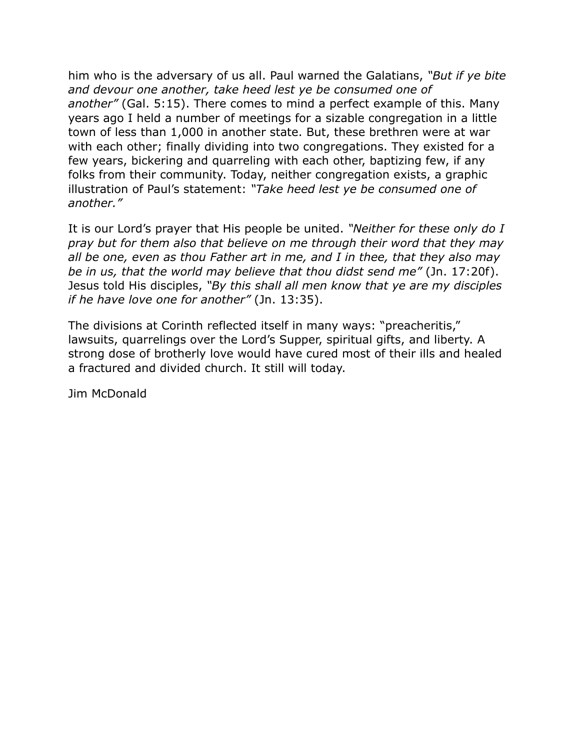him who is the adversary of us all. Paul warned the Galatians, *"But if ye bite and devour one another, take heed lest ye be consumed one of another"* (Gal. 5:15). There comes to mind a perfect example of this. Many years ago I held a number of meetings for a sizable congregation in a little town of less than 1,000 in another state. But, these brethren were at war with each other; finally dividing into two congregations. They existed for a few years, bickering and quarreling with each other, baptizing few, if any folks from their community. Today, neither congregation exists, a graphic illustration of Paul's statement: *"Take heed lest ye be consumed one of another."*

It is our Lord's prayer that His people be united. *"Neither for these only do I pray but for them also that believe on me through their word that they may all be one, even as thou Father art in me, and I in thee, that they also may be in us, that the world may believe that thou didst send me"* (Jn. 17:20f). Jesus told His disciples, *"By this shall all men know that ye are my disciples if he have love one for another"* (Jn. 13:35).

The divisions at Corinth reflected itself in many ways: "preacheritis," lawsuits, quarrelings over the Lord's Supper, spiritual gifts, and liberty. A strong dose of brotherly love would have cured most of their ills and healed a fractured and divided church. It still will today.

Jim McDonald